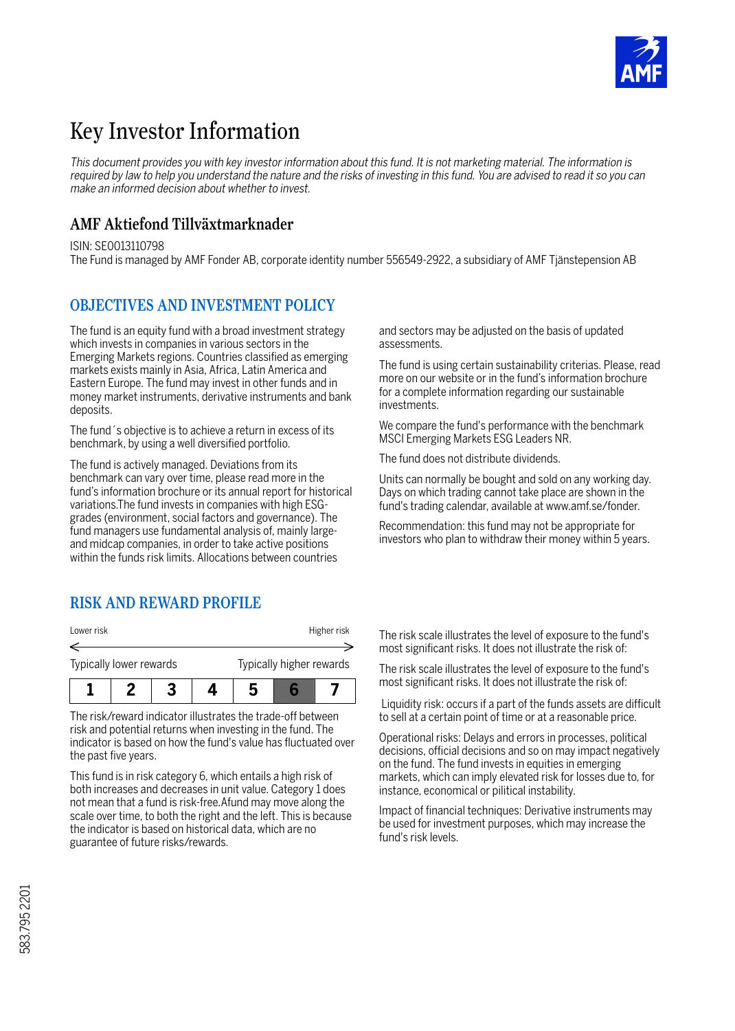# Key Investor Information

*This document provides you with key investor information about this fund. It is not marketing material. The information is required by law to help you understand the nature and the risks of investing in this fund. You are advised to read it so you can make an informed decision about whether to invest.*

## AMF Aktiefond Tillväxtmarknader

ISIN: SE0013110798
The Fund is managed by AMF Fonder AB, corporate identity number 556549-2922, a subsidiary of AMF Tjänstepension AB

## OBJECTIVES AND INVESTMENT POLICY

The fund is an equity fund with a broad investment strategy which invests in companies in various sectors in the Emerging Markets regions. Countries classified as emerging markets exists mainly in Asia, Africa, Latin America and Eastern Europe. The fund may invest in other funds and in money market instruments, derivative instruments and bank deposits.

The fund´s objective is to achieve a return in excess of its benchmark, by using a well diversified portfolio.

The fund is actively managed. Deviations from its benchmark can vary over time, please read more in the fund's information brochure or its annual report for historical variations.The fund invests in companies with high ESG-grades (environment, social factors and governance). The fund managers use fundamental analysis of, mainly large- and midcap companies, in order to take active positions within the funds risk limits. Allocations between countries and sectors may be adjusted on the basis of updated assessments.

The fund is using certain sustainability criterias. Please, read more on our website or in the fund's information brochure for a complete information regarding our sustainable investments.

We compare the fund's performance with the benchmark MSCI Emerging Markets ESG Leaders NR.

The fund does not distribute dividends.

Units can normally be bought and sold on any working day. Days on which trading cannot take place are shown in the fund's trading calendar, available at www.amf.se/fonder.

Recommendation: this fund may not be appropriate for investors who plan to withdraw their money within 5 years.

## RISK AND REWARD PROFILE

| Lower risk | | | | | | Higher risk |
|---|---|---|---|---|---|---|
| Typically lower rewards | | | | | | Typically higher rewards |
| 1 | 2 | 3 | 4 | 5 | **6** | 7 |

The risk/reward indicator illustrates the trade-off between risk and potential returns when investing in the fund. The indicator is based on how the fund's value has fluctuated over the past five years.

This fund is in risk category 6, which entails a high risk of both increases and decreases in unit value. Category 1 does not mean that a fund is risk-free.Afund may move along the scale over time, to both the right and the left. This is because the indicator is based on historical data, which are no guarantee of future risks/rewards.

The risk scale illustrates the level of exposure to the fund's most significant risks. It does not illustrate the risk of:

The risk scale illustrates the level of exposure to the fund's most significant risks. It does not illustrate the risk of:

Liquidity risk: occurs if a part of the funds assets are difficult to sell at a certain point of time or at a reasonable price.

Operational risks: Delays and errors in processes, political decisions, official decisions and so on may impact negatively on the fund. The fund invests in equities in emerging markets, which can imply elevated risk for losses due to, for instance, economical or pilitical instability.

Impact of financial techniques: Derivative instruments may be used for investment purposes, which may increase the fund's risk levels.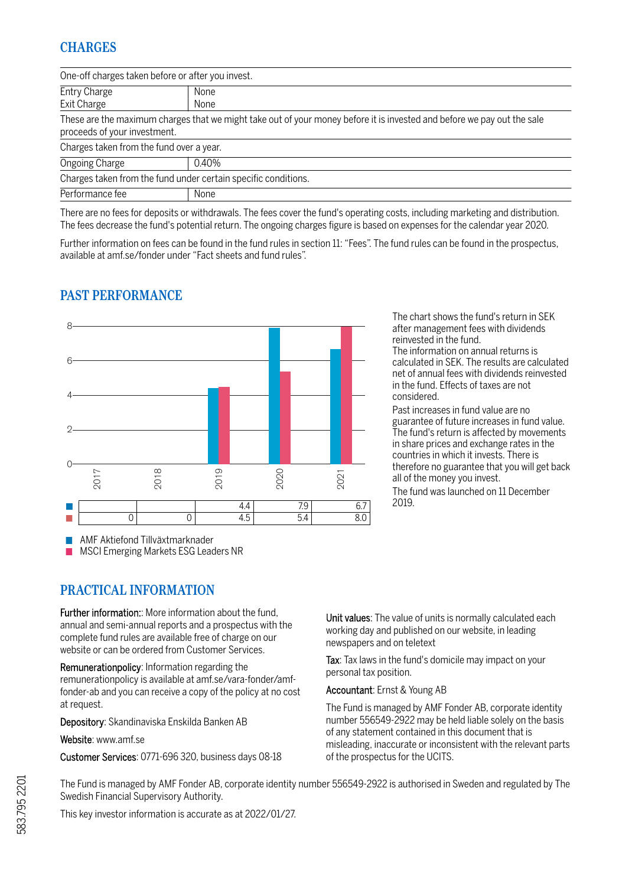## CHARGES

| | |
|---|---|
| One-off charges taken before or after you invest. | |
| Entry Charge | None |
| Exit Charge | None |
| These are the maximum charges that we might take out of your money before it is invested and before we pay out the sale proceeds of your investment. | |
| Charges taken from the fund over a year. | |
| Ongoing Charge | 0.40% |
| Charges taken from the fund under certain specific conditions. | |
| Performance fee | None |

There are no fees for deposits or withdrawals. The fees cover the fund's operating costs, including marketing and distribution. The fees decrease the fund's potential return. The ongoing charges figure is based on expenses for the calendar year 2020.

Further information on fees can be found in the fund rules in section 11: "Fees". The fund rules can be found in the prospectus, available at amf.se/fonder under "Fact sheets and fund rules".

## PAST PERFORMANCE

8
6
4
2
0

2017 2018 2019 2020 2021

4.4 7.9 6.7

0 0 4.5 5.4 8.0

AMF Aktiefond Tillväxtmarknader

MSCI Emerging Markets ESG Leaders NR

The chart shows the fund's return in SEK after management fees with dividends reinvested in the fund.
The information on annual returns is calculated in SEK. The results are calculated net of annual fees with dividends reinvested in the fund. Effects of taxes are not considered.

Past increases in fund value are no guarantee of future increases in fund value. The fund's return is affected by movements in share prices and exchange rates in the countries in which it invests. There is therefore no guarantee that you will get back all of the money you invest.

The fund was launched on 11 December 2019.

## PRACTICAL INFORMATION

**Further information:**: More information about the fund, annual and semi-annual reports and a prospectus with the complete fund rules are available free of charge on our website or can be ordered from Customer Services.

**Remunerationpolicy**: Information regarding the remunerationpolicy is available at amf.se/vara-fonder/amf-fonder-ab and you can receive a copy of the policy at no cost at request.

**Depository**: Skandinaviska Enskilda Banken AB

**Website**: www.amf.se

**Customer Services**: 0771-696 320, business days 08-18

**Unit values**: The value of units is normally calculated each working day and published on our website, in leading newspapers and on teletext

**Tax**: Tax laws in the fund's domicile may impact on your personal tax position.

**Accountant**: Ernst & Young AB

The Fund is managed by AMF Fonder AB, corporate identity number 556549-2922 may be held liable solely on the basis of any statement contained in this document that is misleading, inaccurate or inconsistent with the relevant parts of the prospectus for the UCITS.

The Fund is managed by AMF Fonder AB, corporate identity number 556549-2922 is authorised in Sweden and regulated by The Swedish Financial Supervisory Authority.

This key investor information is accurate as at 2022/01/27.